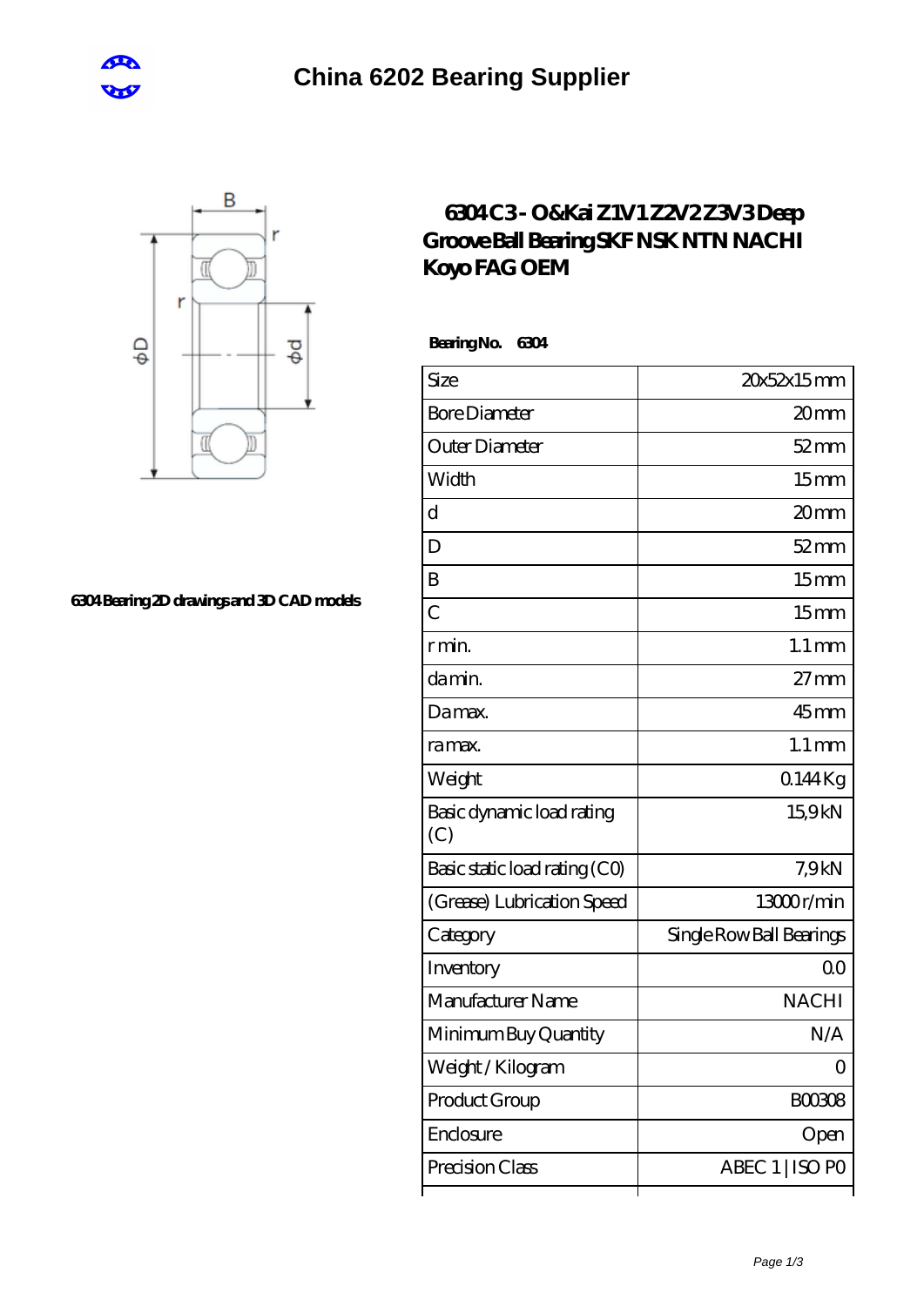# China 6202 Bearing Supplier

6304 Bearing 2D drawings and 3D CAD models

## 6304 C3 - O&Kai Z1V1 Z2V2 Z3V3 Deep Groove Ball Bearing SKF NSK NTN NACHI Koyo FAG OEM

**Bearing No. 6304**

| Size | 20x52x15 mm |
|---|---|
| Bore Diameter | 20 mm |
| Outer Diameter | 52 mm |
| Width | 15 mm |
| d | 20 mm |
| D | 52 mm |
| B | 15 mm |
| C | 15 mm |
| r min. | 1.1 mm |
| da min. | 27 mm |
| Da max. | 45 mm |
| ra max. | 1.1 mm |
| Weight | 0.144 Kg |
| Basic dynamic load rating (C) | 15,9 kN |
| Basic static load rating (C0) | 7,9 kN |
| (Grease) Lubrication Speed | 13000 r/min |
| Category | Single Row Ball Bearings |
| Inventory | 0.0 |
| Manufacturer Name | NACHI |
| Minimum Buy Quantity | N/A |
| Weight / Kilogram | 0 |
| Product Group | B00308 |
| Enclosure | Open |
| Precision Class | ABEC 1 \| ISO P0 |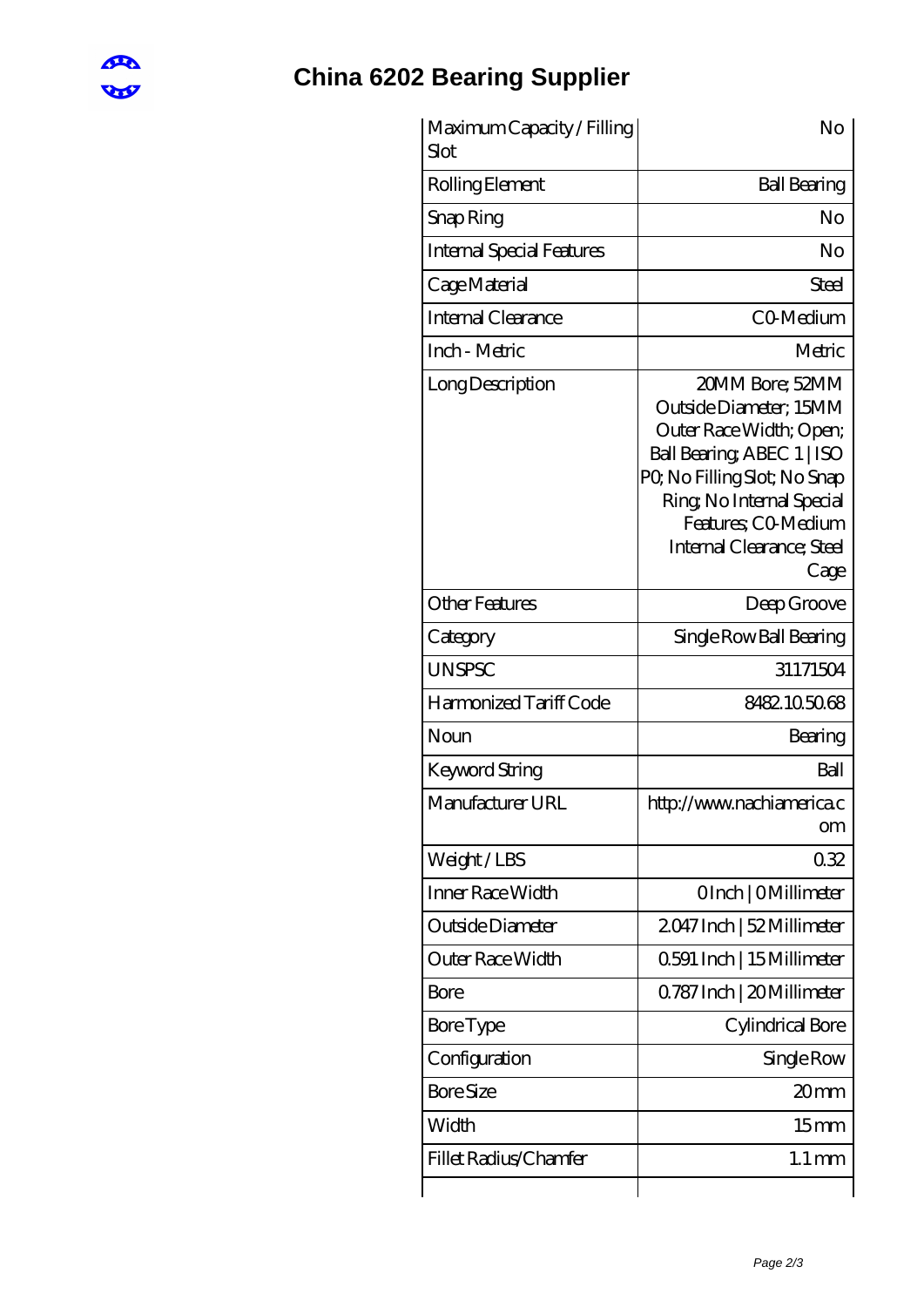# China 6202 Bearing Supplier

| | |
|---|---|
| Maximum Capacity / Filling Slot | No |
| Rolling Element | Ball Bearing |
| Snap Ring | No |
| Internal Special Features | No |
| Cage Material | Steel |
| Internal Clearance | C0-Medium |
| Inch - Metric | Metric |
| Long Description | 20MM Bore; 52MM Outside Diameter; 15MM Outer Race Width; Open; Ball Bearing; ABEC 1 \| ISO P0; No Filling Slot; No Snap Ring; No Internal Special Features; C0-Medium Internal Clearance; Steel Cage |
| Other Features | Deep Groove |
| Category | Single Row Ball Bearing |
| UNSPSC | 31171504 |
| Harmonized Tariff Code | 8482.10.50.68 |
| Noun | Bearing |
| Keyword String | Ball |
| Manufacturer URL | http://www.nachiamerica.com |
| Weight / LBS | 0.32 |
| Inner Race Width | 0 Inch \| 0 Millimeter |
| Outside Diameter | 2.047 Inch \| 52 Millimeter |
| Outer Race Width | 0.591 Inch \| 15 Millimeter |
| Bore | 0.787 Inch \| 20 Millimeter |
| Bore Type | Cylindrical Bore |
| Configuration | Single Row |
| Bore Size | 20 mm |
| Width | 15 mm |
| Fillet Radius/Chamfer | 1.1 mm |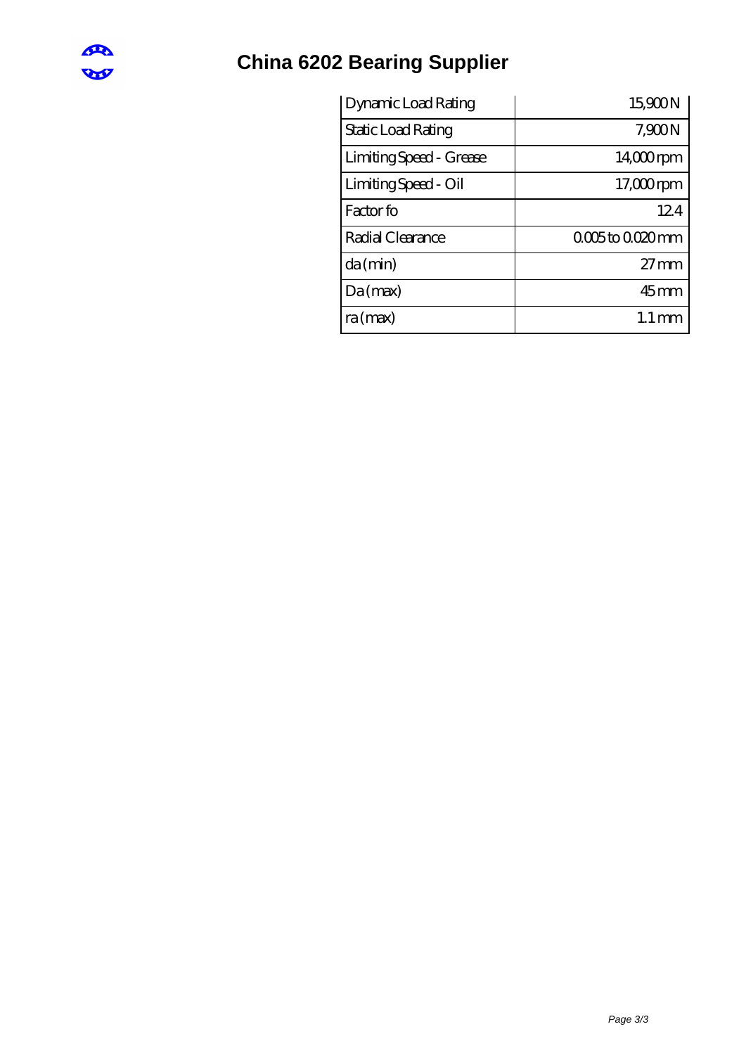| | |
|---|---|
| Dynamic Load Rating | 15,900 N |
| Static Load Rating | 7,900 N |
| Limiting Speed - Grease | 14,000 rpm |
| Limiting Speed - Oil | 17,000 rpm |
| Factor fo | 12.4 |
| Radial Clearance | 0.005 to 0.020 mm |
| da (min) | 27 mm |
| Da (max) | 45 mm |
| ra (max) | 1.1 mm |